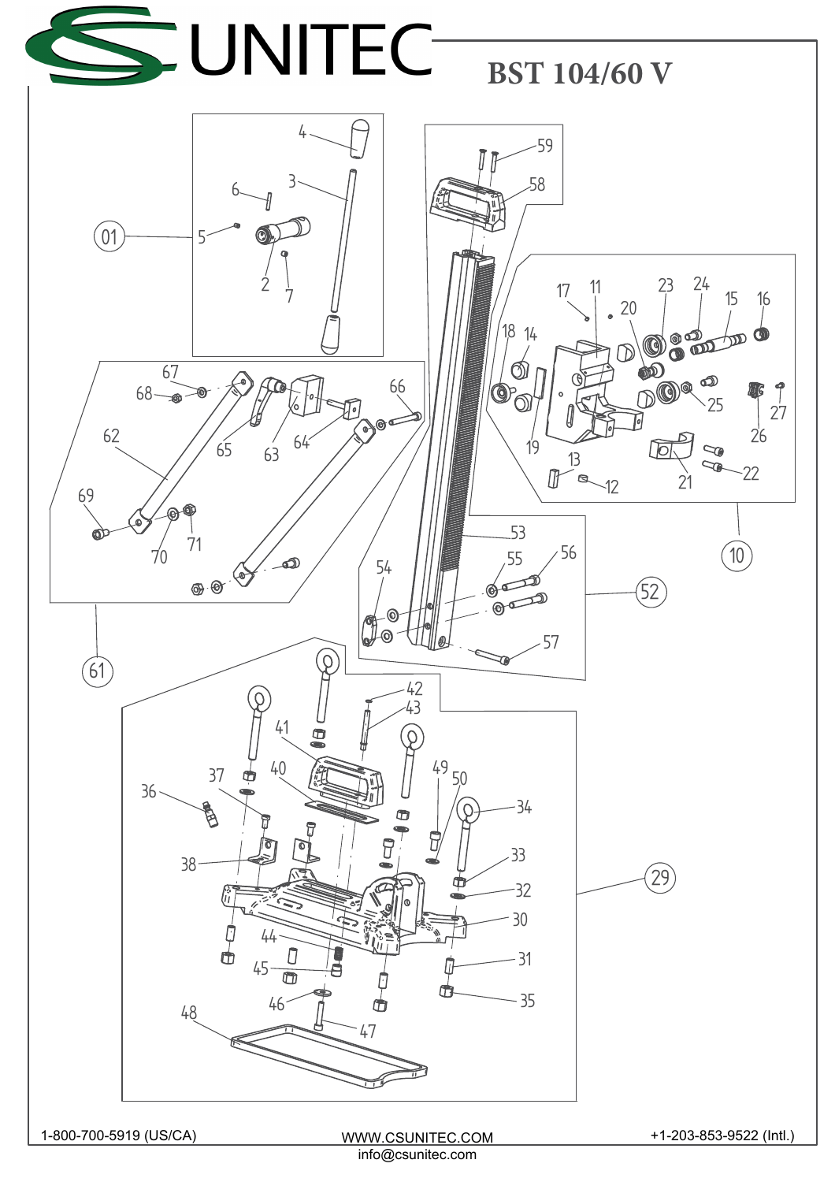# CS UNITEC

## BST 104/60 V

1-800-700-5919 (US/CA)

WWW.CSUNITEC.COM

info@csunitec.com

+1-203-853-9522 (Intl.)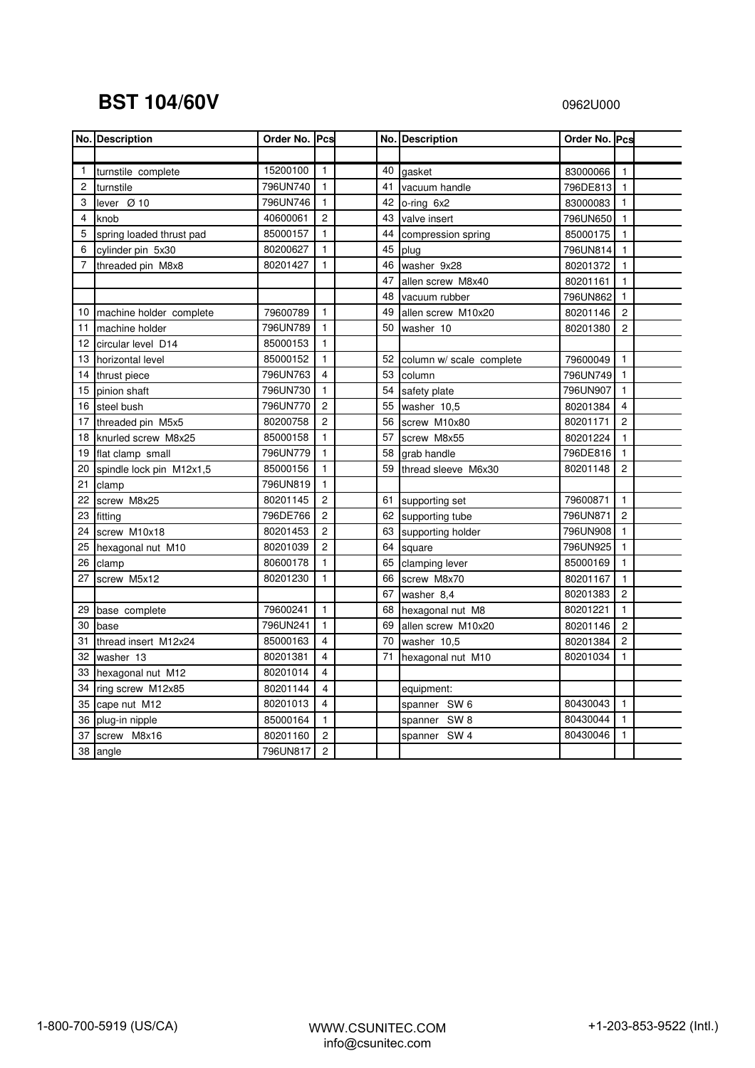# BST 104/60V

0962U000

| No. | Description | Order No. | Pcs | | No. | Description | Order No. | Pcs | |
|---|---|---|---|---|---|---|---|---|---|
| | | | | | | | | | |
| 1 | turnstile complete | 15200100 | 1 | | 40 | gasket | 83000066 | 1 | |
| 2 | turnstile | 796UN740 | 1 | | 41 | vacuum handle | 796DE813 | 1 | |
| 3 | lever Ø 10 | 796UN746 | 1 | | 42 | o-ring 6x2 | 83000083 | 1 | |
| 4 | knob | 40600061 | 2 | | 43 | valve insert | 796UN650 | 1 | |
| 5 | spring loaded thrust pad | 85000157 | 1 | | 44 | compression spring | 85000175 | 1 | |
| 6 | cylinder pin 5x30 | 80200627 | 1 | | 45 | plug | 796UN814 | 1 | |
| 7 | threaded pin M8x8 | 80201427 | 1 | | 46 | washer 9x28 | 80201372 | 1 | |
| | | | | | 47 | allen screw M8x40 | 80201161 | 1 | |
| | | | | | 48 | vacuum rubber | 796UN862 | 1 | |
| 10 | machine holder complete | 79600789 | 1 | | 49 | allen screw M10x20 | 80201146 | 2 | |
| 11 | machine holder | 796UN789 | 1 | | 50 | washer 10 | 80201380 | 2 | |
| 12 | circular level D14 | 85000153 | 1 | | | | | | |
| 13 | horizontal level | 85000152 | 1 | | 52 | column w/ scale complete | 79600049 | 1 | |
| 14 | thrust piece | 796UN763 | 4 | | 53 | column | 796UN749 | 1 | |
| 15 | pinion shaft | 796UN730 | 1 | | 54 | safety plate | 796UN907 | 1 | |
| 16 | steel bush | 796UN770 | 2 | | 55 | washer 10,5 | 80201384 | 4 | |
| 17 | threaded pin M5x5 | 80200758 | 2 | | 56 | screw M10x80 | 80201171 | 2 | |
| 18 | knurled screw M8x25 | 85000158 | 1 | | 57 | screw M8x55 | 80201224 | 1 | |
| 19 | flat clamp small | 796UN779 | 1 | | 58 | grab handle | 796DE816 | 1 | |
| 20 | spindle lock pin M12x1,5 | 85000156 | 1 | | 59 | thread sleeve M6x30 | 80201148 | 2 | |
| 21 | clamp | 796UN819 | 1 | | | | | | |
| 22 | screw M8x25 | 80201145 | 2 | | 61 | supporting set | 79600871 | 1 | |
| 23 | fitting | 796DE766 | 2 | | 62 | supporting tube | 796UN871 | 2 | |
| 24 | screw M10x18 | 80201453 | 2 | | 63 | supporting holder | 796UN908 | 1 | |
| 25 | hexagonal nut M10 | 80201039 | 2 | | 64 | square | 796UN925 | 1 | |
| 26 | clamp | 80600178 | 1 | | 65 | clamping lever | 85000169 | 1 | |
| 27 | screw M5x12 | 80201230 | 1 | | 66 | screw M8x70 | 80201167 | 1 | |
| | | | | | 67 | washer 8,4 | 80201383 | 2 | |
| 29 | base complete | 79600241 | 1 | | 68 | hexagonal nut M8 | 80201221 | 1 | |
| 30 | base | 796UN241 | 1 | | 69 | allen screw M10x20 | 80201146 | 2 | |
| 31 | thread insert M12x24 | 85000163 | 4 | | 70 | washer 10,5 | 80201384 | 2 | |
| 32 | washer 13 | 80201381 | 4 | | 71 | hexagonal nut M10 | 80201034 | 1 | |
| 33 | hexagonal nut M12 | 80201014 | 4 | | | | | | |
| 34 | ring screw M12x85 | 80201144 | 4 | | | equipment: | | | |
| 35 | cape nut M12 | 80201013 | 4 | | | spanner SW 6 | 80430043 | 1 | |
| 36 | plug-in nipple | 85000164 | 1 | | | spanner SW 8 | 80430044 | 1 | |
| 37 | screw M8x16 | 80201160 | 2 | | | spanner SW 4 | 80430046 | 1 | |
| 38 | angle | 796UN817 | 2 | | | | | | |

1-800-700-5919 (US/CA)

WWW.CSUNITEC.COM
info@csunitec.com

+1-203-853-9522 (Intl.)